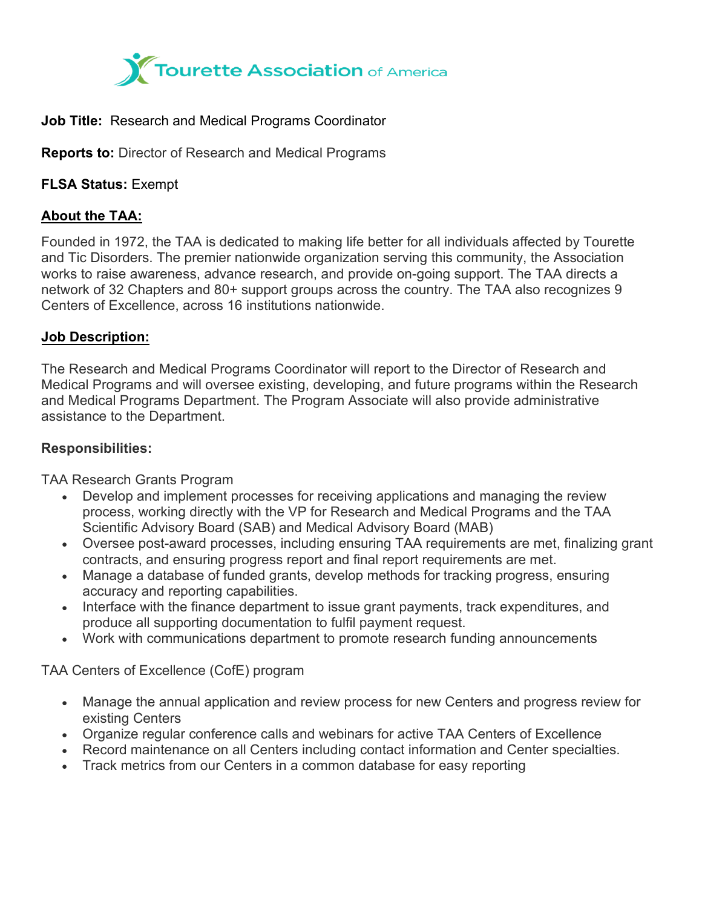Tourette Association of America

**Job Title:** Research and Medical Programs Coordinator

**Reports to:** Director of Research and Medical Programs

**FLSA Status:** Exempt

## About the TAA:

Founded in 1972, the TAA is dedicated to making life better for all individuals affected by Tourette and Tic Disorders. The premier nationwide organization serving this community, the Association works to raise awareness, advance research, and provide on-going support. The TAA directs a network of 32 Chapters and 80+ support groups across the country. The TAA also recognizes 9 Centers of Excellence, across 16 institutions nationwide.

## Job Description:

The Research and Medical Programs Coordinator will report to the Director of Research and Medical Programs and will oversee existing, developing, and future programs within the Research and Medical Programs Department. The Program Associate will also provide administrative assistance to the Department.

### Responsibilities:

TAA Research Grants Program

- Develop and implement processes for receiving applications and managing the review process, working directly with the VP for Research and Medical Programs and the TAA Scientific Advisory Board (SAB) and Medical Advisory Board (MAB)
- Oversee post-award processes, including ensuring TAA requirements are met, finalizing grant contracts, and ensuring progress report and final report requirements are met.
- Manage a database of funded grants, develop methods for tracking progress, ensuring accuracy and reporting capabilities.
- Interface with the finance department to issue grant payments, track expenditures, and produce all supporting documentation to fulfil payment request.
- Work with communications department to promote research funding announcements

TAA Centers of Excellence (CofE) program

- Manage the annual application and review process for new Centers and progress review for existing Centers
- Organize regular conference calls and webinars for active TAA Centers of Excellence
- Record maintenance on all Centers including contact information and Center specialties.
- Track metrics from our Centers in a common database for easy reporting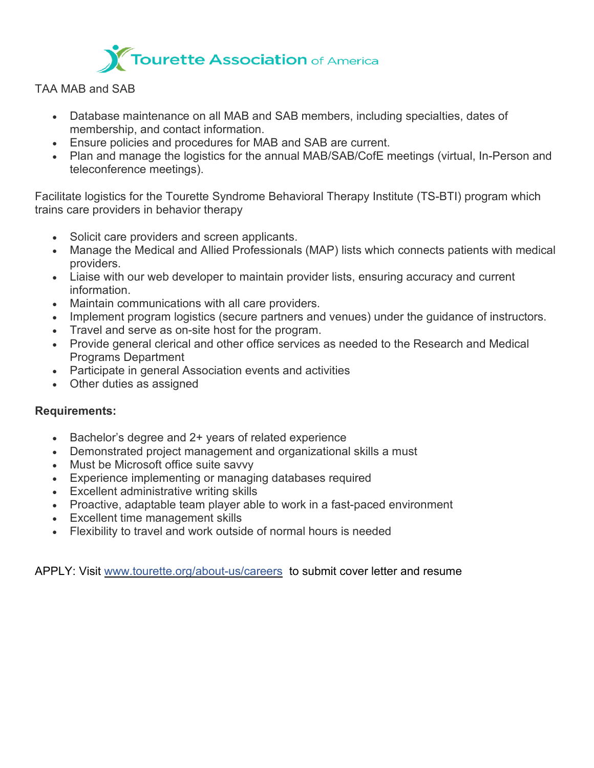Tourette Association of America

TAA MAB and SAB

- Database maintenance on all MAB and SAB members, including specialties, dates of membership, and contact information.
- Ensure policies and procedures for MAB and SAB are current.
- Plan and manage the logistics for the annual MAB/SAB/CofE meetings (virtual, In-Person and teleconference meetings).

Facilitate logistics for the Tourette Syndrome Behavioral Therapy Institute (TS-BTI) program which trains care providers in behavior therapy

- Solicit care providers and screen applicants.
- Manage the Medical and Allied Professionals (MAP) lists which connects patients with medical providers.
- Liaise with our web developer to maintain provider lists, ensuring accuracy and current information.
- Maintain communications with all care providers.
- Implement program logistics (secure partners and venues) under the guidance of instructors.
- Travel and serve as on-site host for the program.
- Provide general clerical and other office services as needed to the Research and Medical Programs Department
- Participate in general Association events and activities
- Other duties as assigned

**Requirements:**

- Bachelor's degree and 2+ years of related experience
- Demonstrated project management and organizational skills a must
- Must be Microsoft office suite savvy
- Experience implementing or managing databases required
- Excellent administrative writing skills
- Proactive, adaptable team player able to work in a fast-paced environment
- Excellent time management skills
- Flexibility to travel and work outside of normal hours is needed

APPLY: Visit [www.tourette.org/about-us/careers](www.tourette.org/about-us/careers) to submit cover letter and resume